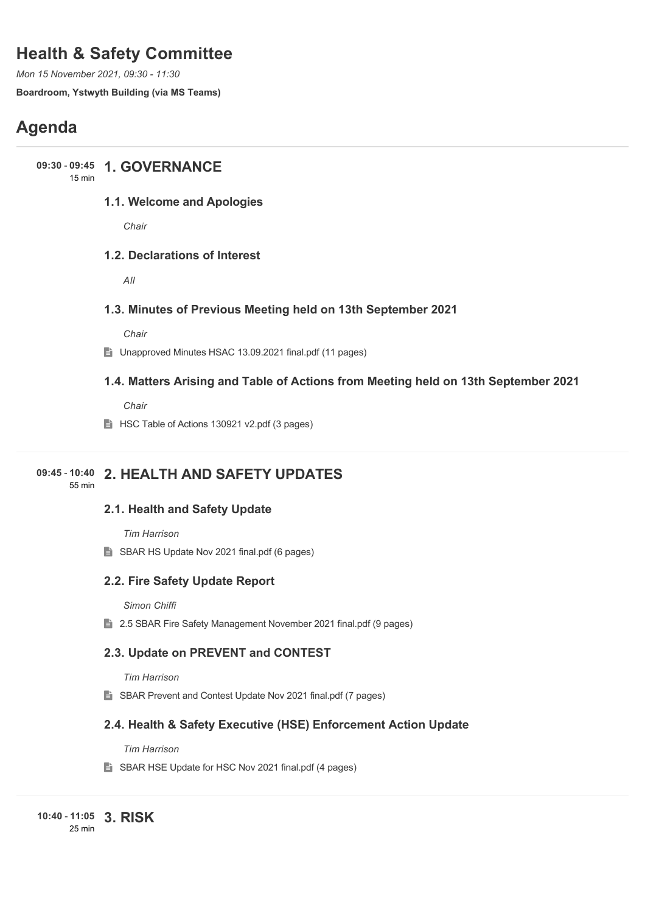# Health & Safety Committee

*Mon 15 November 2021, 09:30 - 11:30*

**Boardroom, Ystwyth Building (via MS Teams)**

# Agenda

## 09:30 - 09:45 (15 min) 1. GOVERNANCE

### 1.1. Welcome and Apologies

*Chair*

### 1.2. Declarations of Interest

*All*

### 1.3. Minutes of Previous Meeting held on 13th September 2021

*Chair*

Unapproved Minutes HSAC 13.09.2021 final.pdf (11 pages)

### 1.4. Matters Arising and Table of Actions from Meeting held on 13th September 2021

*Chair*

HSC Table of Actions 130921 v2.pdf (3 pages)

## 09:45 - 10:40 (55 min) 2. HEALTH AND SAFETY UPDATES

### 2.1. Health and Safety Update

*Tim Harrison*

SBAR HS Update Nov 2021 final.pdf (6 pages)

### 2.2. Fire Safety Update Report

*Simon Chiffi*

2.5 SBAR Fire Safety Management November 2021 final.pdf (9 pages)

### 2.3. Update on PREVENT and CONTEST

*Tim Harrison*

SBAR Prevent and Contest Update Nov 2021 final.pdf (7 pages)

### 2.4. Health & Safety Executive (HSE) Enforcement Action Update

*Tim Harrison*

SBAR HSE Update for HSC Nov 2021 final.pdf (4 pages)

## 10:40 - 11:05 (25 min) 3. RISK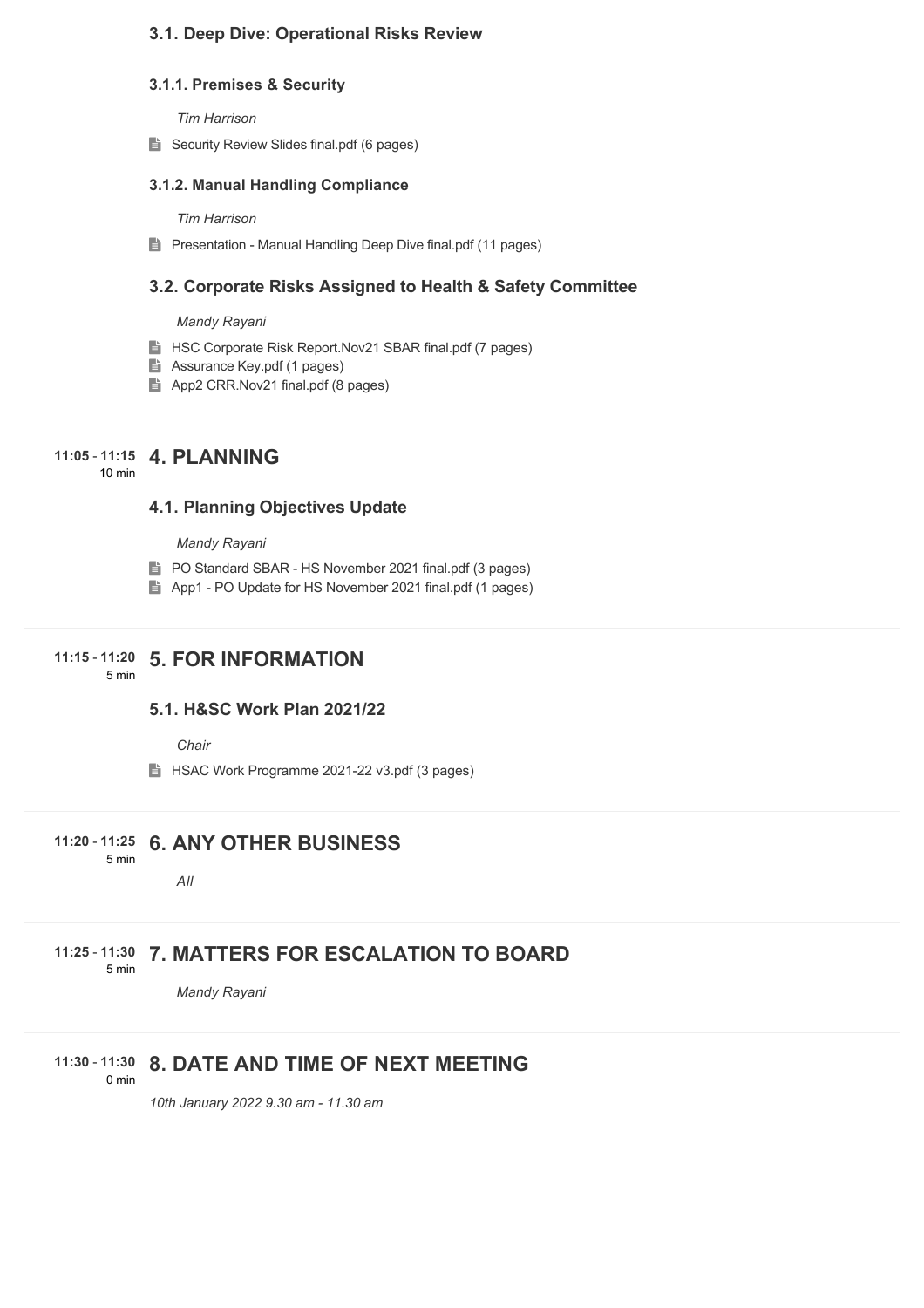### 3.1. Deep Dive: Operational Risks Review

#### 3.1.1. Premises & Security

*Tim Harrison*

- Security Review Slides final.pdf (6 pages)

#### 3.1.2. Manual Handling Compliance

*Tim Harrison*

- Presentation - Manual Handling Deep Dive final.pdf (11 pages)

### 3.2. Corporate Risks Assigned to Health & Safety Committee

*Mandy Rayani*

- HSC Corporate Risk Report.Nov21 SBAR final.pdf (7 pages)
- Assurance Key.pdf (1 pages)
- App2 CRR.Nov21 final.pdf (8 pages)

## 11:05 - 11:15 (10 min) 4. PLANNING

### 4.1. Planning Objectives Update

*Mandy Rayani*

- PO Standard SBAR - HS November 2021 final.pdf (3 pages)
- App1 - PO Update for HS November 2021 final.pdf (1 pages)

## 11:15 - 11:20 (5 min) 5. FOR INFORMATION

### 5.1. H&SC Work Plan 2021/22

*Chair*

- HSAC Work Programme 2021-22 v3.pdf (3 pages)

## 11:20 - 11:25 (5 min) 6. ANY OTHER BUSINESS

*All*

## 11:25 - 11:30 (5 min) 7. MATTERS FOR ESCALATION TO BOARD

*Mandy Rayani*

## 11:30 - 11:30 (0 min) 8. DATE AND TIME OF NEXT MEETING

*10th January 2022 9.30 am - 11.30 am*